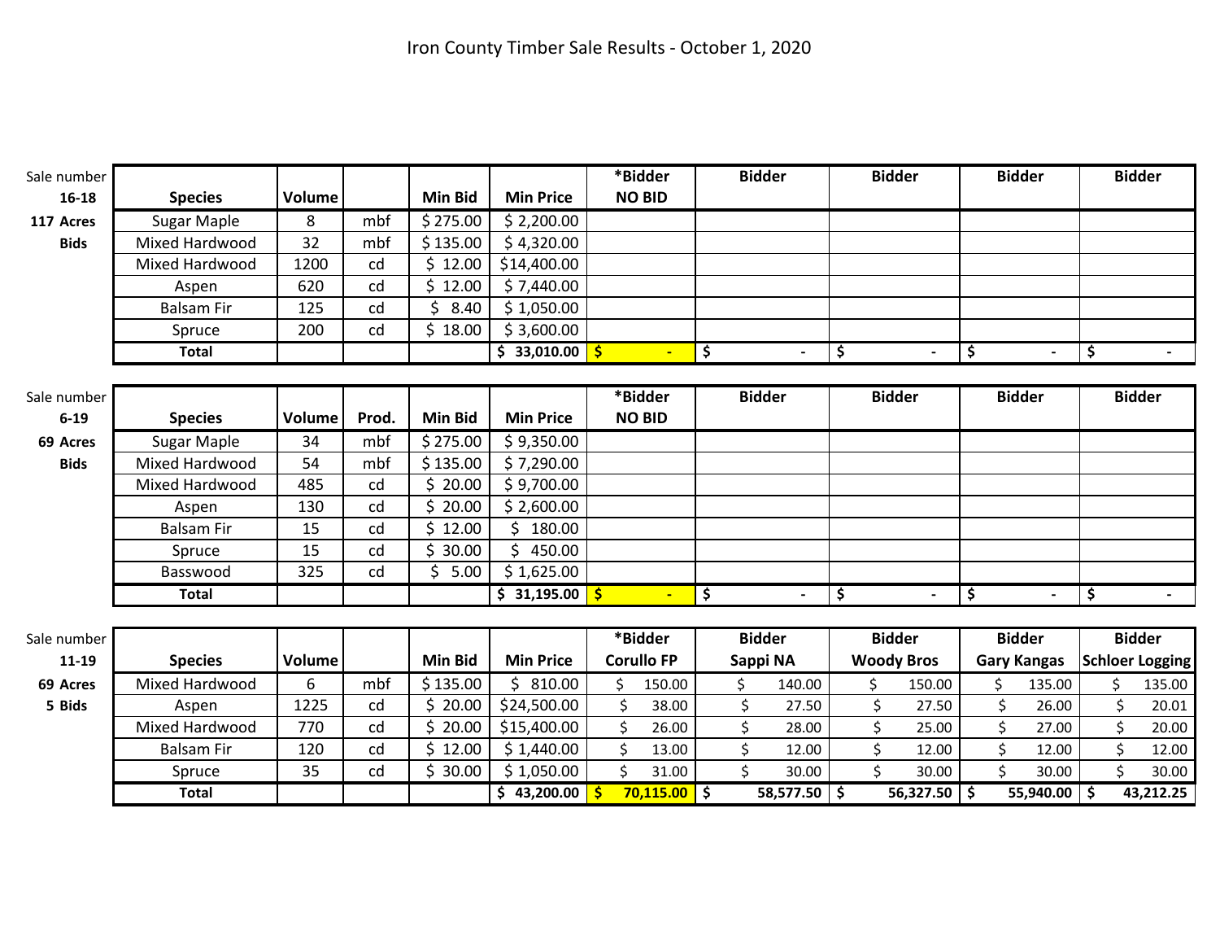# Iron County Timber Sale Results - October 1, 2020

Sale number 16-18, 117 Acres, Bids

| Species | Volume | | Min Bid | Min Price | *Bidder NO BID | Bidder | Bidder | Bidder | Bidder |
|---|---|---|---|---|---|---|---|---|---|
| Sugar Maple | 8 | mbf | $ 275.00 | $ 2,200.00 | | | | | |
| Mixed Hardwood | 32 | mbf | $ 135.00 | $ 4,320.00 | | | | | |
| Mixed Hardwood | 1200 | cd | $ 12.00 | $14,400.00 | | | | | |
| Aspen | 620 | cd | $ 12.00 | $ 7,440.00 | | | | | |
| Balsam Fir | 125 | cd | $ 8.40 | $ 1,050.00 | | | | | |
| Spruce | 200 | cd | $ 18.00 | $ 3,600.00 | | | | | |
| **Total** | | | | **$ 33,010.00** | **$ -** | **$ -** | **$ -** | **$ -** | **$ -** |

Sale number 6-19, 69 Acres, Bids

| Species | Volume | Prod. | Min Bid | Min Price | *Bidder NO BID | Bidder | Bidder | Bidder | Bidder |
|---|---|---|---|---|---|---|---|---|---|
| Sugar Maple | 34 | mbf | $ 275.00 | $ 9,350.00 | | | | | |
| Mixed Hardwood | 54 | mbf | $ 135.00 | $ 7,290.00 | | | | | |
| Mixed Hardwood | 485 | cd | $ 20.00 | $ 9,700.00 | | | | | |
| Aspen | 130 | cd | $ 20.00 | $ 2,600.00 | | | | | |
| Balsam Fir | 15 | cd | $ 12.00 | $ 180.00 | | | | | |
| Spruce | 15 | cd | $ 30.00 | $ 450.00 | | | | | |
| Basswood | 325 | cd | $ 5.00 | $ 1,625.00 | | | | | |
| **Total** | | | | **$ 31,195.00** | **$ -** | **$ -** | **$ -** | **$ -** | **$ -** |

Sale number 11-19, 69 Acres, 5 Bids

| Species | Volume | | Min Bid | Min Price | *Bidder Corullo FP | Bidder Sappi NA | Bidder Woody Bros | Bidder Gary Kangas | Bidder Schloer Logging |
|---|---|---|---|---|---|---|---|---|---|
| Mixed Hardwood | 6 | mbf | $ 135.00 | $ 810.00 | $ 150.00 | $ 140.00 | $ 150.00 | $ 135.00 | $ 135.00 |
| Aspen | 1225 | cd | $ 20.00 | $24,500.00 | $ 38.00 | $ 27.50 | $ 27.50 | $ 26.00 | $ 20.01 |
| Mixed Hardwood | 770 | cd | $ 20.00 | $15,400.00 | $ 26.00 | $ 28.00 | $ 25.00 | $ 27.00 | $ 20.00 |
| Balsam Fir | 120 | cd | $ 12.00 | $ 1,440.00 | $ 13.00 | $ 12.00 | $ 12.00 | $ 12.00 | $ 12.00 |
| Spruce | 35 | cd | $ 30.00 | $ 1,050.00 | $ 31.00 | $ 30.00 | $ 30.00 | $ 30.00 | $ 30.00 |
| **Total** | | | | **$ 43,200.00** | **$ 70,115.00** | **$ 58,577.50** | **$ 56,327.50** | **$ 55,940.00** | **$ 43,212.25** |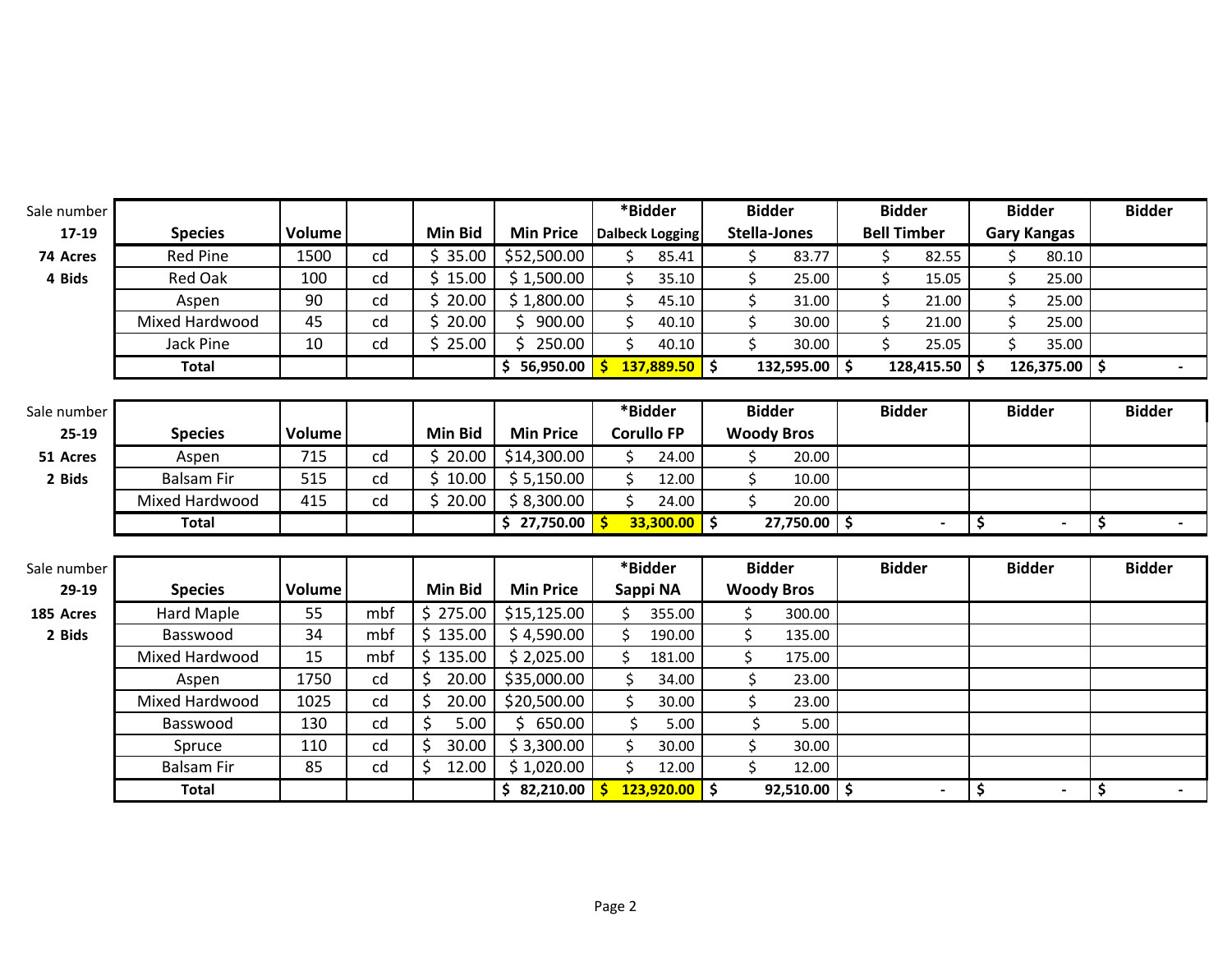| Sale number 17-19 | Species | Volume | | Min Bid | Min Price | *Bidder Dalbeck Logging | Bidder Stella-Jones | Bidder Bell Timber | Bidder Gary Kangas | Bidder |
|---|---|---|---|---|---|---|---|---|---|---|
| 74 Acres | Red Pine | 1500 | cd | $ 35.00 | $52,500.00 | $ 85.41 | $ 83.77 | $ 82.55 | $ 80.10 | |
| 4 Bids | Red Oak | 100 | cd | $ 15.00 | $ 1,500.00 | $ 35.10 | $ 25.00 | $ 15.05 | $ 25.00 | |
| | Aspen | 90 | cd | $ 20.00 | $ 1,800.00 | $ 45.10 | $ 31.00 | $ 21.00 | $ 25.00 | |
| | Mixed Hardwood | 45 | cd | $ 20.00 | $ 900.00 | $ 40.10 | $ 30.00 | $ 21.00 | $ 25.00 | |
| | Jack Pine | 10 | cd | $ 25.00 | $ 250.00 | $ 40.10 | $ 30.00 | $ 25.05 | $ 35.00 | |
| | **Total** | | | | **$ 56,950.00** | **$ 137,889.50** | **$ 132,595.00** | **$ 128,415.50** | **$ 126,375.00** | **$ -** |

| Sale number 25-19 | Species | Volume | | Min Bid | Min Price | *Bidder Corullo FP | Bidder Woody Bros | Bidder | Bidder | Bidder |
|---|---|---|---|---|---|---|---|---|---|---|
| 51 Acres | Aspen | 715 | cd | $ 20.00 | $14,300.00 | $ 24.00 | $ 20.00 | | | |
| 2 Bids | Balsam Fir | 515 | cd | $ 10.00 | $ 5,150.00 | $ 12.00 | $ 10.00 | | | |
| | Mixed Hardwood | 415 | cd | $ 20.00 | $ 8,300.00 | $ 24.00 | $ 20.00 | | | |
| | **Total** | | | | **$ 27,750.00** | **$ 33,300.00** | **$ 27,750.00** | **$ -** | **$ -** | **$ -** |

| Sale number 29-19 | Species | Volume | | Min Bid | Min Price | *Bidder Sappi NA | Bidder Woody Bros | Bidder | Bidder | Bidder |
|---|---|---|---|---|---|---|---|---|---|---|
| 185 Acres | Hard Maple | 55 | mbf | $ 275.00 | $15,125.00 | $ 355.00 | $ 300.00 | | | |
| 2 Bids | Basswood | 34 | mbf | $ 135.00 | $ 4,590.00 | $ 190.00 | $ 135.00 | | | |
| | Mixed Hardwood | 15 | mbf | $ 135.00 | $ 2,025.00 | $ 181.00 | $ 175.00 | | | |
| | Aspen | 1750 | cd | $ 20.00 | $35,000.00 | $ 34.00 | $ 23.00 | | | |
| | Mixed Hardwood | 1025 | cd | $ 20.00 | $20,500.00 | $ 30.00 | $ 23.00 | | | |
| | Basswood | 130 | cd | $ 5.00 | $ 650.00 | $ 5.00 | $ 5.00 | | | |
| | Spruce | 110 | cd | $ 30.00 | $ 3,300.00 | $ 30.00 | $ 30.00 | | | |
| | Balsam Fir | 85 | cd | $ 12.00 | $ 1,020.00 | $ 12.00 | $ 12.00 | | | |
| | **Total** | | | | **$ 82,210.00** | **$ 123,920.00** | **$ 92,510.00** | **$ -** | **$ -** | **$ -** |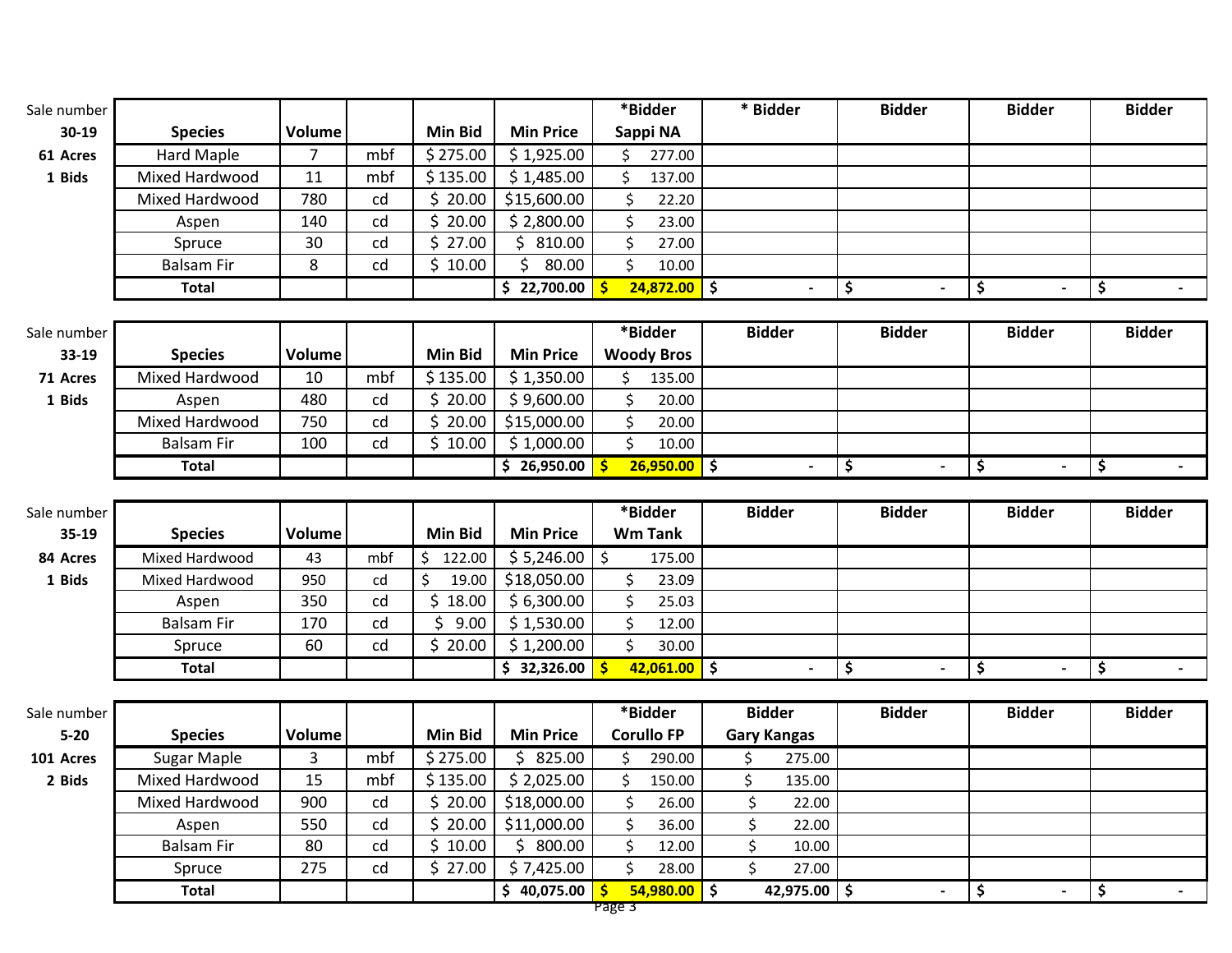| Sale number 30-19 | Species | Volume | | Min Bid | Min Price | *Bidder Sappi NA | * Bidder | Bidder | Bidder | Bidder |
|---|---|---|---|---|---|---|---|---|---|---|
| 61 Acres | Hard Maple | 7 | mbf | $ 275.00 | $ 1,925.00 | $ 277.00 | | | | |
| 1 Bids | Mixed Hardwood | 11 | mbf | $ 135.00 | $ 1,485.00 | $ 137.00 | | | | |
| | Mixed Hardwood | 780 | cd | $ 20.00 | $15,600.00 | $ 22.20 | | | | |
| | Aspen | 140 | cd | $ 20.00 | $ 2,800.00 | $ 23.00 | | | | |
| | Spruce | 30 | cd | $ 27.00 | $ 810.00 | $ 27.00 | | | | |
| | Balsam Fir | 8 | cd | $ 10.00 | $ 80.00 | $ 10.00 | | | | |
| | **Total** | | | | **$ 22,700.00** | **$ 24,872.00** | **$ -** | **$ -** | **$ -** | **$ -** |

| Sale number 33-19 | Species | Volume | | Min Bid | Min Price | *Bidder Woody Bros | Bidder | Bidder | Bidder | Bidder |
|---|---|---|---|---|---|---|---|---|---|---|
| 71 Acres | Mixed Hardwood | 10 | mbf | $ 135.00 | $ 1,350.00 | $ 135.00 | | | | |
| 1 Bids | Aspen | 480 | cd | $ 20.00 | $ 9,600.00 | $ 20.00 | | | | |
| | Mixed Hardwood | 750 | cd | $ 20.00 | $15,000.00 | $ 20.00 | | | | |
| | Balsam Fir | 100 | cd | $ 10.00 | $ 1,000.00 | $ 10.00 | | | | |
| | **Total** | | | | **$ 26,950.00** | **$ 26,950.00** | **$ -** | **$ -** | **$ -** | **$ -** |

| Sale number 35-19 | Species | Volume | | Min Bid | Min Price | *Bidder Wm Tank | Bidder | Bidder | Bidder | Bidder |
|---|---|---|---|---|---|---|---|---|---|---|
| 84 Acres | Mixed Hardwood | 43 | mbf | $ 122.00 | $ 5,246.00 | $ 175.00 | | | | |
| 1 Bids | Mixed Hardwood | 950 | cd | $ 19.00 | $18,050.00 | $ 23.09 | | | | |
| | Aspen | 350 | cd | $ 18.00 | $ 6,300.00 | $ 25.03 | | | | |
| | Balsam Fir | 170 | cd | $ 9.00 | $ 1,530.00 | $ 12.00 | | | | |
| | Spruce | 60 | cd | $ 20.00 | $ 1,200.00 | $ 30.00 | | | | |
| | **Total** | | | | **$ 32,326.00** | **$ 42,061.00** | **$ -** | **$ -** | **$ -** | **$ -** |

| Sale number 5-20 | Species | Volume | | Min Bid | Min Price | *Bidder Corullo FP | Bidder Gary Kangas | Bidder | Bidder | Bidder |
|---|---|---|---|---|---|---|---|---|---|---|
| 101 Acres | Sugar Maple | 3 | mbf | $ 275.00 | $ 825.00 | $ 290.00 | $ 275.00 | | | |
| 2 Bids | Mixed Hardwood | 15 | mbf | $ 135.00 | $ 2,025.00 | $ 150.00 | $ 135.00 | | | |
| | Mixed Hardwood | 900 | cd | $ 20.00 | $18,000.00 | $ 26.00 | $ 22.00 | | | |
| | Aspen | 550 | cd | $ 20.00 | $11,000.00 | $ 36.00 | $ 22.00 | | | |
| | Balsam Fir | 80 | cd | $ 10.00 | $ 800.00 | $ 12.00 | $ 10.00 | | | |
| | Spruce | 275 | cd | $ 27.00 | $ 7,425.00 | $ 28.00 | $ 27.00 | | | |
| | **Total** | | | | **$ 40,075.00** | **$ 54,980.00** | **$ 42,975.00** | **$ -** | **$ -** | **$ -** |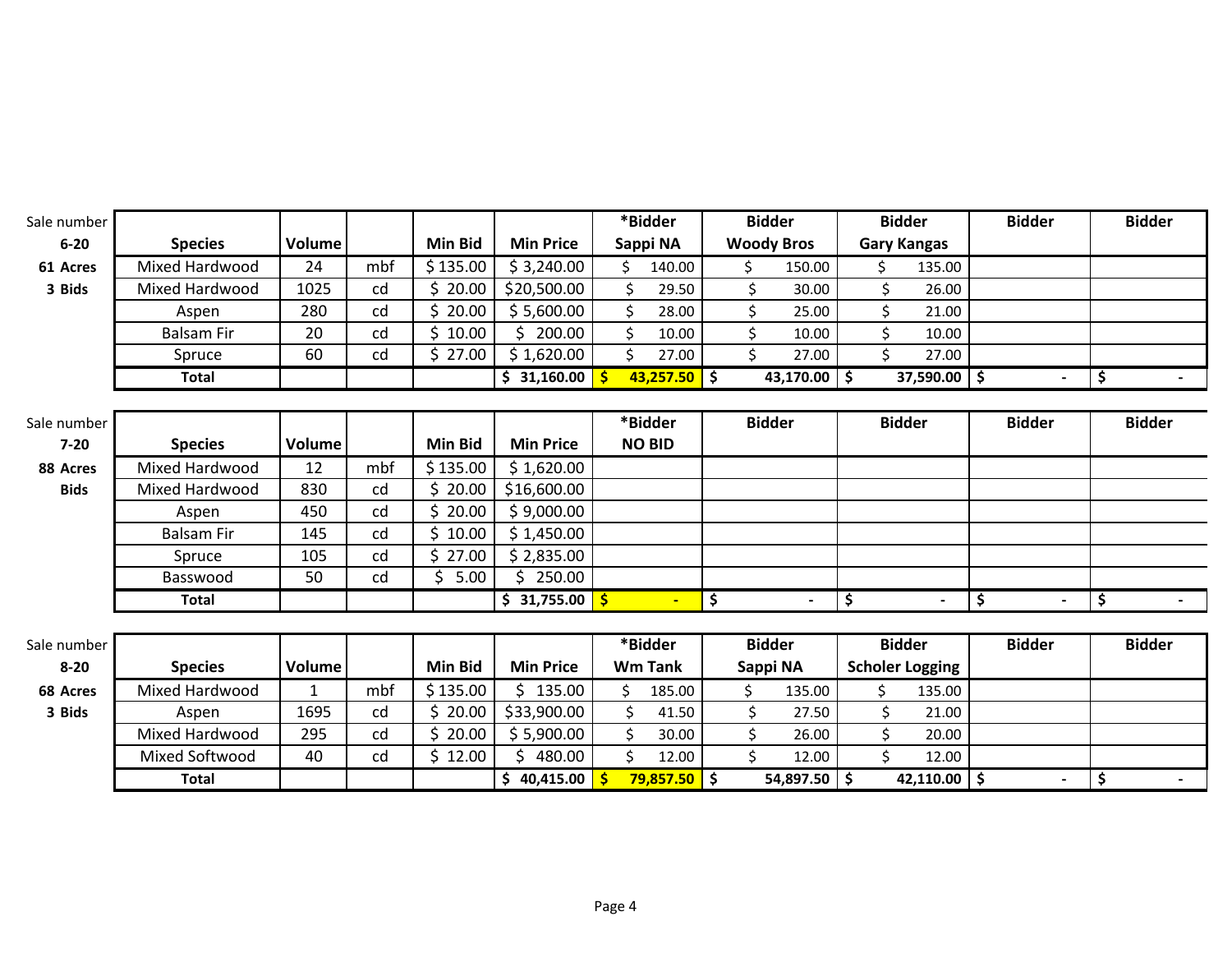| Sale number 6-20 61 Acres 3 Bids | Species | Volume | | Min Bid | Min Price | *Bidder Sappi NA | Bidder Woody Bros | Bidder Gary Kangas | Bidder | Bidder |
|---|---|---|---|---|---|---|---|---|---|---|
| | Mixed Hardwood | 24 | mbf | $ 135.00 | $ 3,240.00 | $ 140.00 | $ 150.00 | $ 135.00 | | |
| | Mixed Hardwood | 1025 | cd | $ 20.00 | $20,500.00 | $ 29.50 | $ 30.00 | $ 26.00 | | |
| | Aspen | 280 | cd | $ 20.00 | $ 5,600.00 | $ 28.00 | $ 25.00 | $ 21.00 | | |
| | Balsam Fir | 20 | cd | $ 10.00 | $ 200.00 | $ 10.00 | $ 10.00 | $ 10.00 | | |
| | Spruce | 60 | cd | $ 27.00 | $ 1,620.00 | $ 27.00 | $ 27.00 | $ 27.00 | | |
| | **Total** | | | | **$ 31,160.00** | **$ 43,257.50** | **$ 43,170.00** | **$ 37,590.00** | **$ -** | **$ -** |

| Sale number 7-20 88 Acres Bids | Species | Volume | | Min Bid | Min Price | *Bidder NO BID | Bidder | Bidder | Bidder | Bidder |
|---|---|---|---|---|---|---|---|---|---|---|
| | Mixed Hardwood | 12 | mbf | $ 135.00 | $ 1,620.00 | | | | | |
| | Mixed Hardwood | 830 | cd | $ 20.00 | $16,600.00 | | | | | |
| | Aspen | 450 | cd | $ 20.00 | $ 9,000.00 | | | | | |
| | Balsam Fir | 145 | cd | $ 10.00 | $ 1,450.00 | | | | | |
| | Spruce | 105 | cd | $ 27.00 | $ 2,835.00 | | | | | |
| | Basswood | 50 | cd | $ 5.00 | $ 250.00 | | | | | |
| | **Total** | | | | **$ 31,755.00** | **$ -** | **$ -** | **$ -** | **$ -** | **$ -** |

| Sale number 8-20 68 Acres 3 Bids | Species | Volume | | Min Bid | Min Price | *Bidder Wm Tank | Bidder Sappi NA | Bidder Scholer Logging | Bidder | Bidder |
|---|---|---|---|---|---|---|---|---|---|---|
| | Mixed Hardwood | 1 | mbf | $ 135.00 | $ 135.00 | $ 185.00 | $ 135.00 | $ 135.00 | | |
| | Aspen | 1695 | cd | $ 20.00 | $33,900.00 | $ 41.50 | $ 27.50 | $ 21.00 | | |
| | Mixed Hardwood | 295 | cd | $ 20.00 | $ 5,900.00 | $ 30.00 | $ 26.00 | $ 20.00 | | |
| | Mixed Softwood | 40 | cd | $ 12.00 | $ 480.00 | $ 12.00 | $ 12.00 | $ 12.00 | | |
| | **Total** | | | | **$ 40,415.00** | **$ 79,857.50** | **$ 54,897.50** | **$ 42,110.00** | **$ -** | **$ -** |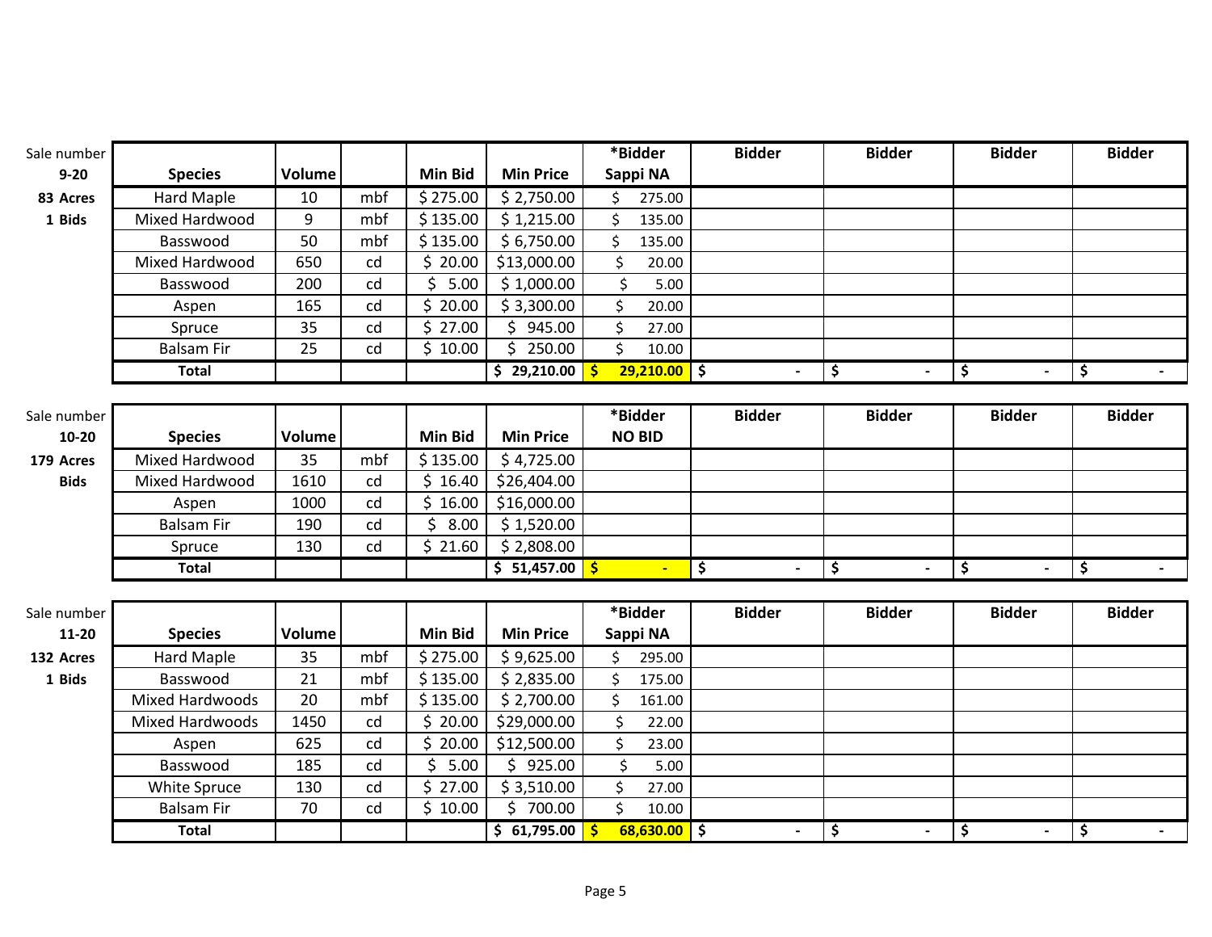| Sale number 9-20 | Species | Volume | | Min Bid | Min Price | *Bidder Sappi NA | Bidder | Bidder | Bidder | Bidder |
|---|---|---|---|---|---|---|---|---|---|---|
| 83 Acres | Hard Maple | 10 | mbf | $ 275.00 | $ 2,750.00 | $ 275.00 | | | | |
| 1 Bids | Mixed Hardwood | 9 | mbf | $ 135.00 | $ 1,215.00 | $ 135.00 | | | | |
| | Basswood | 50 | mbf | $ 135.00 | $ 6,750.00 | $ 135.00 | | | | |
| | Mixed Hardwood | 650 | cd | $ 20.00 | $13,000.00 | $ 20.00 | | | | |
| | Basswood | 200 | cd | $ 5.00 | $ 1,000.00 | $ 5.00 | | | | |
| | Aspen | 165 | cd | $ 20.00 | $ 3,300.00 | $ 20.00 | | | | |
| | Spruce | 35 | cd | $ 27.00 | $ 945.00 | $ 27.00 | | | | |
| | Balsam Fir | 25 | cd | $ 10.00 | $ 250.00 | $ 10.00 | | | | |
| | **Total** | | | | $ 29,210.00 | $ 29,210.00 | $ - | $ - | $ - | $ - |

| Sale number 10-20 | Species | Volume | | Min Bid | Min Price | *Bidder NO BID | Bidder | Bidder | Bidder | Bidder |
|---|---|---|---|---|---|---|---|---|---|---|
| 179 Acres | Mixed Hardwood | 35 | mbf | $ 135.00 | $ 4,725.00 | | | | | |
| Bids | Mixed Hardwood | 1610 | cd | $ 16.40 | $26,404.00 | | | | | |
| | Aspen | 1000 | cd | $ 16.00 | $16,000.00 | | | | | |
| | Balsam Fir | 190 | cd | $ 8.00 | $ 1,520.00 | | | | | |
| | Spruce | 130 | cd | $ 21.60 | $ 2,808.00 | | | | | |
| | **Total** | | | | $ 51,457.00 | $ - | $ - | $ - | $ - | $ - |

| Sale number 11-20 | Species | Volume | | Min Bid | Min Price | *Bidder Sappi NA | Bidder | Bidder | Bidder | Bidder |
|---|---|---|---|---|---|---|---|---|---|---|
| 132 Acres | Hard Maple | 35 | mbf | $ 275.00 | $ 9,625.00 | $ 295.00 | | | | |
| 1 Bids | Basswood | 21 | mbf | $ 135.00 | $ 2,835.00 | $ 175.00 | | | | |
| | Mixed Hardwoods | 20 | mbf | $ 135.00 | $ 2,700.00 | $ 161.00 | | | | |
| | Mixed Hardwoods | 1450 | cd | $ 20.00 | $29,000.00 | $ 22.00 | | | | |
| | Aspen | 625 | cd | $ 20.00 | $12,500.00 | $ 23.00 | | | | |
| | Basswood | 185 | cd | $ 5.00 | $ 925.00 | $ 5.00 | | | | |
| | White Spruce | 130 | cd | $ 27.00 | $ 3,510.00 | $ 27.00 | | | | |
| | Balsam Fir | 70 | cd | $ 10.00 | $ 700.00 | $ 10.00 | | | | |
| | **Total** | | | | $ 61,795.00 | $ 68,630.00 | $ - | $ - | $ - | $ - |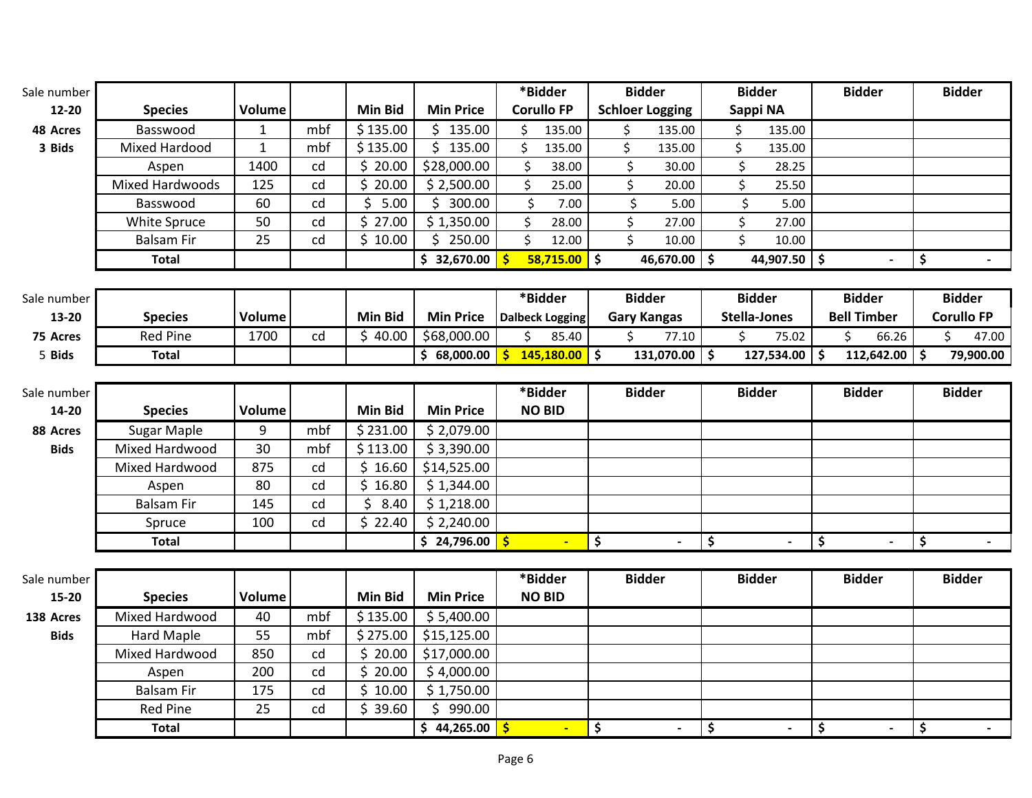| Sale number 12-20 | Species | Volume | | Min Bid | Min Price | *Bidder Corullo FP | Bidder Schloer Logging | Bidder Sappi NA | Bidder | Bidder |
|---|---|---|---|---|---|---|---|---|---|---|
| 48 Acres | Basswood | 1 | mbf | $ 135.00 | $ 135.00 | $ 135.00 | $ 135.00 | $ 135.00 | | |
| 3 Bids | Mixed Hardood | 1 | mbf | $ 135.00 | $ 135.00 | $ 135.00 | $ 135.00 | $ 135.00 | | |
| | Aspen | 1400 | cd | $ 20.00 | $28,000.00 | $ 38.00 | $ 30.00 | $ 28.25 | | |
| | Mixed Hardwoods | 125 | cd | $ 20.00 | $ 2,500.00 | $ 25.00 | $ 20.00 | $ 25.50 | | |
| | Basswood | 60 | cd | $ 5.00 | $ 300.00 | $ 7.00 | $ 5.00 | $ 5.00 | | |
| | White Spruce | 50 | cd | $ 27.00 | $ 1,350.00 | $ 28.00 | $ 27.00 | $ 27.00 | | |
| | Balsam Fir | 25 | cd | $ 10.00 | $ 250.00 | $ 12.00 | $ 10.00 | $ 10.00 | | |
| | **Total** | | | | **$ 32,670.00** | **$ 58,715.00** | **$ 46,670.00** | **$ 44,907.50** | **$ -** | **$ -** |

| Sale number 13-20 | Species | Volume | | Min Bid | Min Price | *Bidder Dalbeck Logging | Bidder Gary Kangas | Bidder Stella-Jones | Bidder Bell Timber | Bidder Corullo FP |
|---|---|---|---|---|---|---|---|---|---|---|
| 75 Acres | Red Pine | 1700 | cd | $ 40.00 | $68,000.00 | $ 85.40 | $ 77.10 | $ 75.02 | $ 66.26 | $ 47.00 |
| 5 Bids | **Total** | | | | **$ 68,000.00** | **$ 145,180.00** | **$ 131,070.00** | **$ 127,534.00** | **$ 112,642.00** | **$ 79,900.00** |

| Sale number 14-20 | Species | Volume | | Min Bid | Min Price | *Bidder NO BID | Bidder | Bidder | Bidder | Bidder |
|---|---|---|---|---|---|---|---|---|---|---|
| 88 Acres | Sugar Maple | 9 | mbf | $ 231.00 | $ 2,079.00 | | | | | |
| Bids | Mixed Hardwood | 30 | mbf | $ 113.00 | $ 3,390.00 | | | | | |
| | Mixed Hardwood | 875 | cd | $ 16.60 | $14,525.00 | | | | | |
| | Aspen | 80 | cd | $ 16.80 | $ 1,344.00 | | | | | |
| | Balsam Fir | 145 | cd | $ 8.40 | $ 1,218.00 | | | | | |
| | Spruce | 100 | cd | $ 22.40 | $ 2,240.00 | | | | | |
| | **Total** | | | | **$ 24,796.00** | **$ -** | **$ -** | **$ -** | **$ -** | **$ -** |

| Sale number 15-20 | Species | Volume | | Min Bid | Min Price | *Bidder NO BID | Bidder | Bidder | Bidder | Bidder |
|---|---|---|---|---|---|---|---|---|---|---|
| 138 Acres | Mixed Hardwood | 40 | mbf | $ 135.00 | $ 5,400.00 | | | | | |
| Bids | Hard Maple | 55 | mbf | $ 275.00 | $15,125.00 | | | | | |
| | Mixed Hardwood | 850 | cd | $ 20.00 | $17,000.00 | | | | | |
| | Aspen | 200 | cd | $ 20.00 | $ 4,000.00 | | | | | |
| | Balsam Fir | 175 | cd | $ 10.00 | $ 1,750.00 | | | | | |
| | Red Pine | 25 | cd | $ 39.60 | $ 990.00 | | | | | |
| | **Total** | | | | **$ 44,265.00** | **$ -** | **$ -** | **$ -** | **$ -** | **$ -** |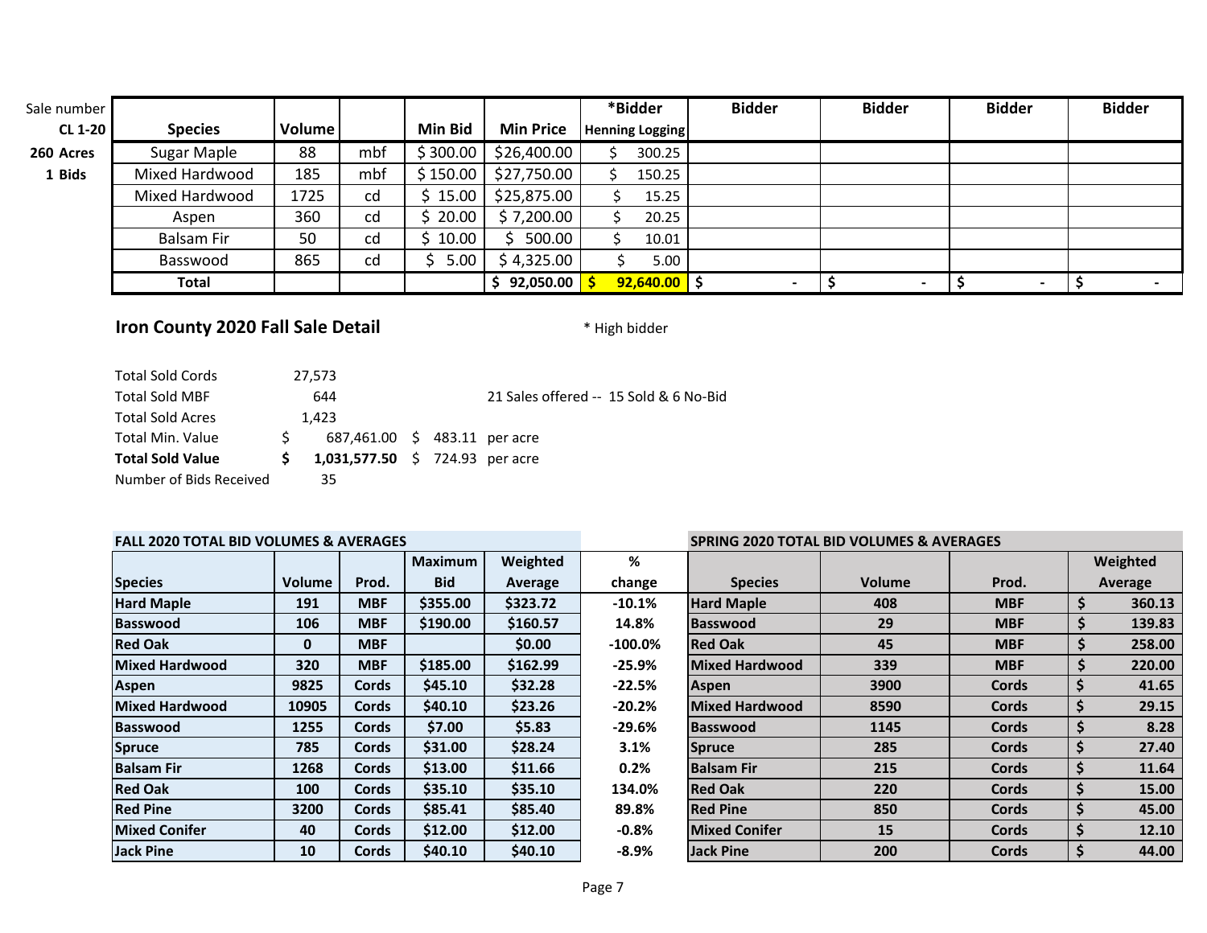| Sale number CL 1-20 | Species | Volume | | Min Bid | Min Price | *Bidder Henning Logging | Bidder | Bidder | Bidder | Bidder |
|---|---|---|---|---|---|---|---|---|---|---|
| 260 Acres | Sugar Maple | 88 | mbf | $ 300.00 | $26,400.00 | $ 300.25 | | | | |
| 1 Bids | Mixed Hardwood | 185 | mbf | $ 150.00 | $27,750.00 | $ 150.25 | | | | |
| | Mixed Hardwood | 1725 | cd | $ 15.00 | $25,875.00 | $ 15.25 | | | | |
| | Aspen | 360 | cd | $ 20.00 | $ 7,200.00 | $ 20.25 | | | | |
| | Balsam Fir | 50 | cd | $ 10.00 | $ 500.00 | $ 10.01 | | | | |
| | Basswood | 865 | cd | $ 5.00 | $ 4,325.00 | $ 5.00 | | | | |
| | **Total** | | | | **$ 92,050.00** | **$ 92,640.00** | $ - | $ - | $ - | $ - |

## Iron County 2020 Fall Sale Detail

* High bidder

| | | |
|---|---|---|
| Total Sold Cords | 27,573 | |
| Total Sold MBF | 644 | 21 Sales offered -- 15 Sold & 6 No-Bid |
| Total Sold Acres | 1,423 | |
| Total Min. Value | $ 687,461.00 | $ 483.11 per acre |
| **Total Sold Value** | **$ 1,031,577.50** | $ 724.93 per acre |
| Number of Bids Received | 35 | |

| FALL 2020 TOTAL BID VOLUMES & AVERAGES | | | | | | SPRING 2020 TOTAL BID VOLUMES & AVERAGES | | | |
|---|---|---|---|---|---|---|---|---|---|
| **Species** | **Volume** | **Prod.** | **Maximum Bid** | **Weighted Average** | **% change** | **Species** | **Volume** | **Prod.** | **Weighted Average** |
| **Hard Maple** | **191** | **MBF** | **$355.00** | **$323.72** | **-10.1%** | **Hard Maple** | **408** | **MBF** | **$ 360.13** |
| **Basswood** | **106** | **MBF** | **$190.00** | **$160.57** | **14.8%** | **Basswood** | **29** | **MBF** | **$ 139.83** |
| **Red Oak** | **0** | **MBF** | | **$0.00** | **-100.0%** | **Red Oak** | **45** | **MBF** | **$ 258.00** |
| **Mixed Hardwood** | **320** | **MBF** | **$185.00** | **$162.99** | **-25.9%** | **Mixed Hardwood** | **339** | **MBF** | **$ 220.00** |
| **Aspen** | **9825** | **Cords** | **$45.10** | **$32.28** | **-22.5%** | **Aspen** | **3900** | **Cords** | **$ 41.65** |
| **Mixed Hardwood** | **10905** | **Cords** | **$40.10** | **$23.26** | **-20.2%** | **Mixed Hardwood** | **8590** | **Cords** | **$ 29.15** |
| **Basswood** | **1255** | **Cords** | **$7.00** | **$5.83** | **-29.6%** | **Basswood** | **1145** | **Cords** | **$ 8.28** |
| **Spruce** | **785** | **Cords** | **$31.00** | **$28.24** | **3.1%** | **Spruce** | **285** | **Cords** | **$ 27.40** |
| **Balsam Fir** | **1268** | **Cords** | **$13.00** | **$11.66** | **0.2%** | **Balsam Fir** | **215** | **Cords** | **$ 11.64** |
| **Red Oak** | **100** | **Cords** | **$35.10** | **$35.10** | **134.0%** | **Red Oak** | **220** | **Cords** | **$ 15.00** |
| **Red Pine** | **3200** | **Cords** | **$85.41** | **$85.40** | **89.8%** | **Red Pine** | **850** | **Cords** | **$ 45.00** |
| **Mixed Conifer** | **40** | **Cords** | **$12.00** | **$12.00** | **-0.8%** | **Mixed Conifer** | **15** | **Cords** | **$ 12.10** |
| **Jack Pine** | **10** | **Cords** | **$40.10** | **$40.10** | **-8.9%** | **Jack Pine** | **200** | **Cords** | **$ 44.00** |